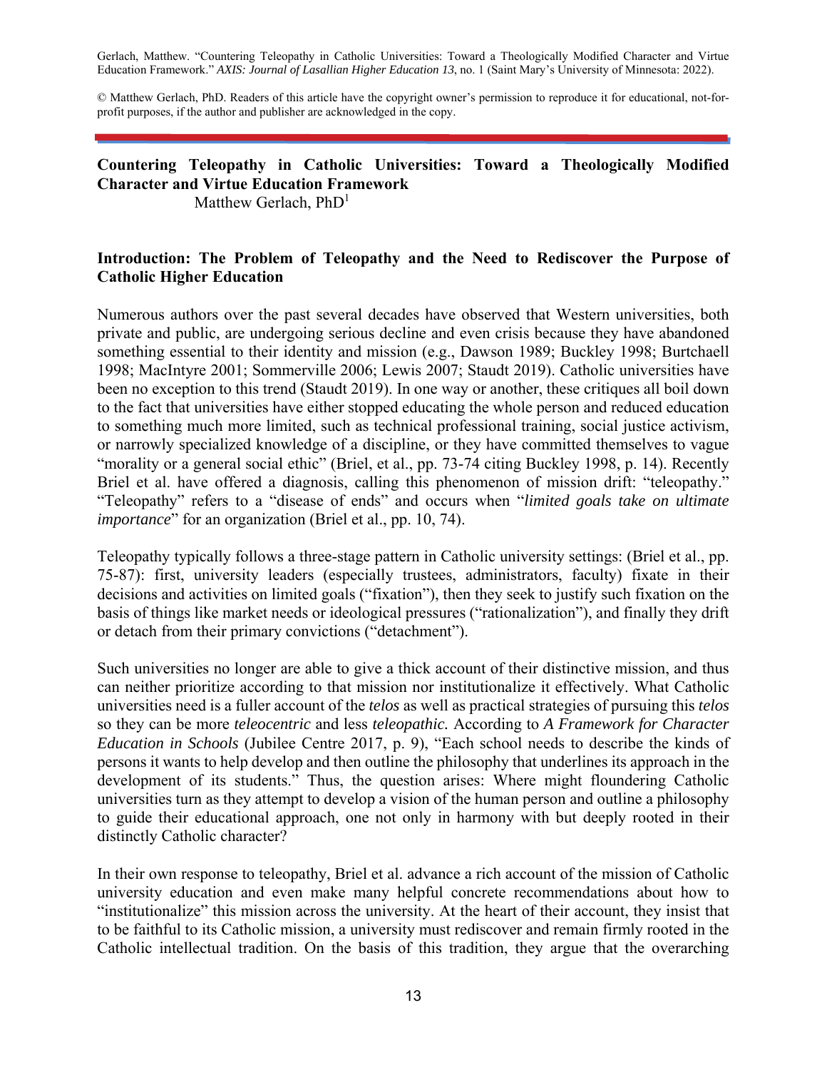Gerlach, Matthew. "Countering Teleopathy in Catholic Universities: Toward a Theologically Modified Character and Virtue Education Framework." *AXIS: Journal of Lasallian Higher Education 13*, no. 1 (Saint Mary's University of Minnesota: 2022).

© Matthew Gerlach, PhD. Readers of this article have the copyright owner's permission to reproduce it for educational, not-for-profit purposes, if the author and publisher are acknowledged in the copy.

# Countering Teleopathy in Catholic Universities: Toward a Theologically Modified Character and Virtue Education Framework

Matthew Gerlach, PhD[1]

## Introduction: The Problem of Teleopathy and the Need to Rediscover the Purpose of Catholic Higher Education

Numerous authors over the past several decades have observed that Western universities, both private and public, are undergoing serious decline and even crisis because they have abandoned something essential to their identity and mission (e.g., Dawson 1989; Buckley 1998; Burtchaell 1998; MacIntyre 2001; Sommerville 2006; Lewis 2007; Staudt 2019). Catholic universities have been no exception to this trend (Staudt 2019). In one way or another, these critiques all boil down to the fact that universities have either stopped educating the whole person and reduced education to something much more limited, such as technical professional training, social justice activism, or narrowly specialized knowledge of a discipline, or they have committed themselves to vague "morality or a general social ethic" (Briel, et al., pp. 73-74 citing Buckley 1998, p. 14). Recently Briel et al. have offered a diagnosis, calling this phenomenon of mission drift: "teleopathy." "Teleopathy" refers to a "disease of ends" and occurs when "*limited goals take on ultimate importance*" for an organization (Briel et al., pp. 10, 74).

Teleopathy typically follows a three-stage pattern in Catholic university settings: (Briel et al., pp. 75-87): first, university leaders (especially trustees, administrators, faculty) fixate in their decisions and activities on limited goals ("fixation"), then they seek to justify such fixation on the basis of things like market needs or ideological pressures ("rationalization"), and finally they drift or detach from their primary convictions ("detachment").

Such universities no longer are able to give a thick account of their distinctive mission, and thus can neither prioritize according to that mission nor institutionalize it effectively. What Catholic universities need is a fuller account of the *telos* as well as practical strategies of pursuing this *telos* so they can be more *teleocentric* and less *teleopathic.* According to *A Framework for Character Education in Schools* (Jubilee Centre 2017, p. 9), "Each school needs to describe the kinds of persons it wants to help develop and then outline the philosophy that underlines its approach in the development of its students." Thus, the question arises: Where might floundering Catholic universities turn as they attempt to develop a vision of the human person and outline a philosophy to guide their educational approach, one not only in harmony with but deeply rooted in their distinctly Catholic character?

In their own response to teleopathy, Briel et al. advance a rich account of the mission of Catholic university education and even make many helpful concrete recommendations about how to "institutionalize" this mission across the university. At the heart of their account, they insist that to be faithful to its Catholic mission, a university must rediscover and remain firmly rooted in the Catholic intellectual tradition. On the basis of this tradition, they argue that the overarching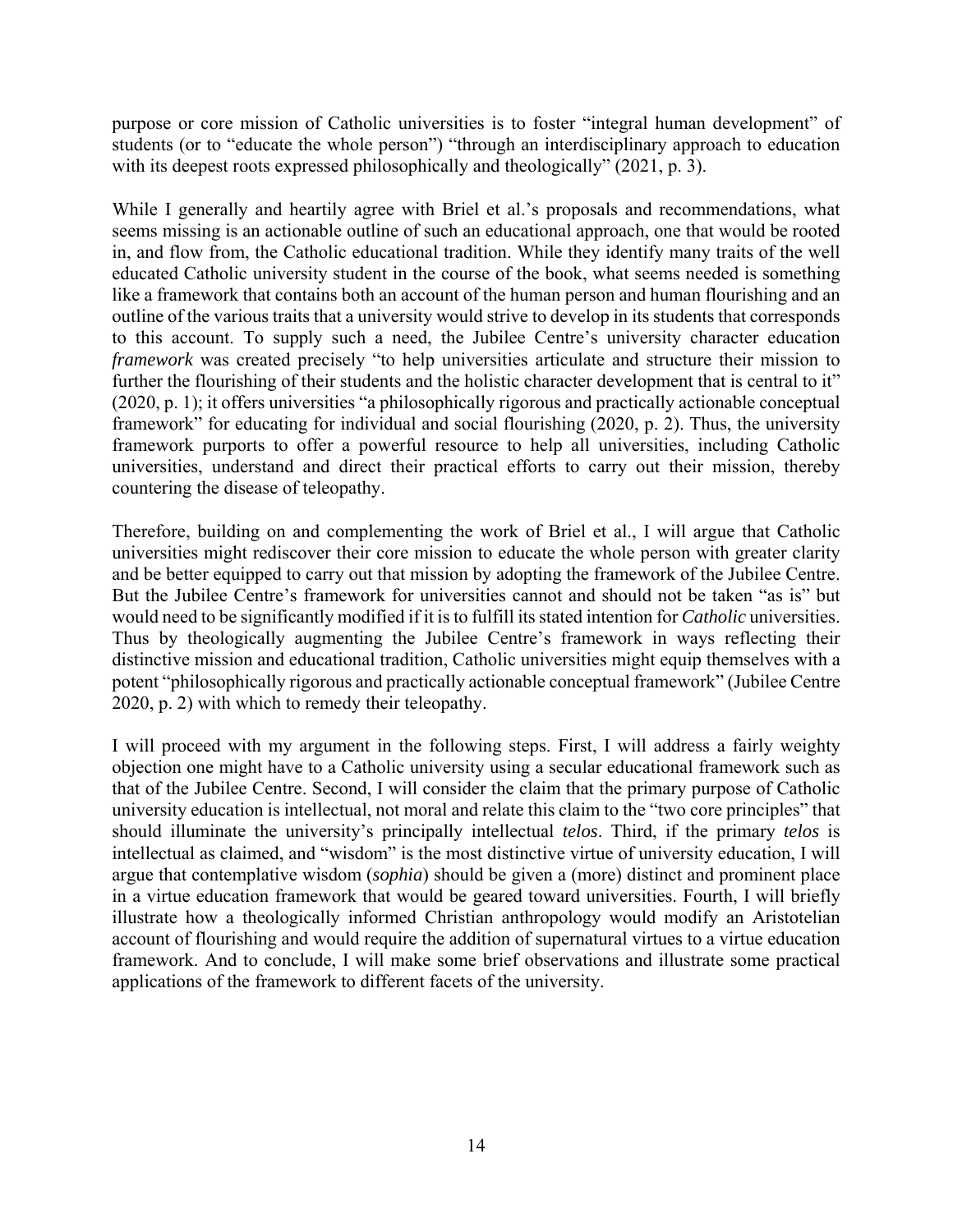purpose or core mission of Catholic universities is to foster "integral human development" of students (or to "educate the whole person") "through an interdisciplinary approach to education with its deepest roots expressed philosophically and theologically" (2021, p. 3).

While I generally and heartily agree with Briel et al.'s proposals and recommendations, what seems missing is an actionable outline of such an educational approach, one that would be rooted in, and flow from, the Catholic educational tradition. While they identify many traits of the well educated Catholic university student in the course of the book, what seems needed is something like a framework that contains both an account of the human person and human flourishing and an outline of the various traits that a university would strive to develop in its students that corresponds to this account. To supply such a need, the Jubilee Centre's university character education *framework* was created precisely "to help universities articulate and structure their mission to further the flourishing of their students and the holistic character development that is central to it" (2020, p. 1); it offers universities "a philosophically rigorous and practically actionable conceptual framework" for educating for individual and social flourishing (2020, p. 2). Thus, the university framework purports to offer a powerful resource to help all universities, including Catholic universities, understand and direct their practical efforts to carry out their mission, thereby countering the disease of teleopathy.

Therefore, building on and complementing the work of Briel et al., I will argue that Catholic universities might rediscover their core mission to educate the whole person with greater clarity and be better equipped to carry out that mission by adopting the framework of the Jubilee Centre. But the Jubilee Centre's framework for universities cannot and should not be taken "as is" but would need to be significantly modified if it is to fulfill its stated intention for *Catholic* universities. Thus by theologically augmenting the Jubilee Centre's framework in ways reflecting their distinctive mission and educational tradition, Catholic universities might equip themselves with a potent "philosophically rigorous and practically actionable conceptual framework" (Jubilee Centre 2020, p. 2) with which to remedy their teleopathy.

I will proceed with my argument in the following steps. First, I will address a fairly weighty objection one might have to a Catholic university using a secular educational framework such as that of the Jubilee Centre. Second, I will consider the claim that the primary purpose of Catholic university education is intellectual, not moral and relate this claim to the "two core principles" that should illuminate the university's principally intellectual *telos*. Third, if the primary *telos* is intellectual as claimed, and "wisdom" is the most distinctive virtue of university education, I will argue that contemplative wisdom (*sophia*) should be given a (more) distinct and prominent place in a virtue education framework that would be geared toward universities. Fourth, I will briefly illustrate how a theologically informed Christian anthropology would modify an Aristotelian account of flourishing and would require the addition of supernatural virtues to a virtue education framework. And to conclude, I will make some brief observations and illustrate some practical applications of the framework to different facets of the university.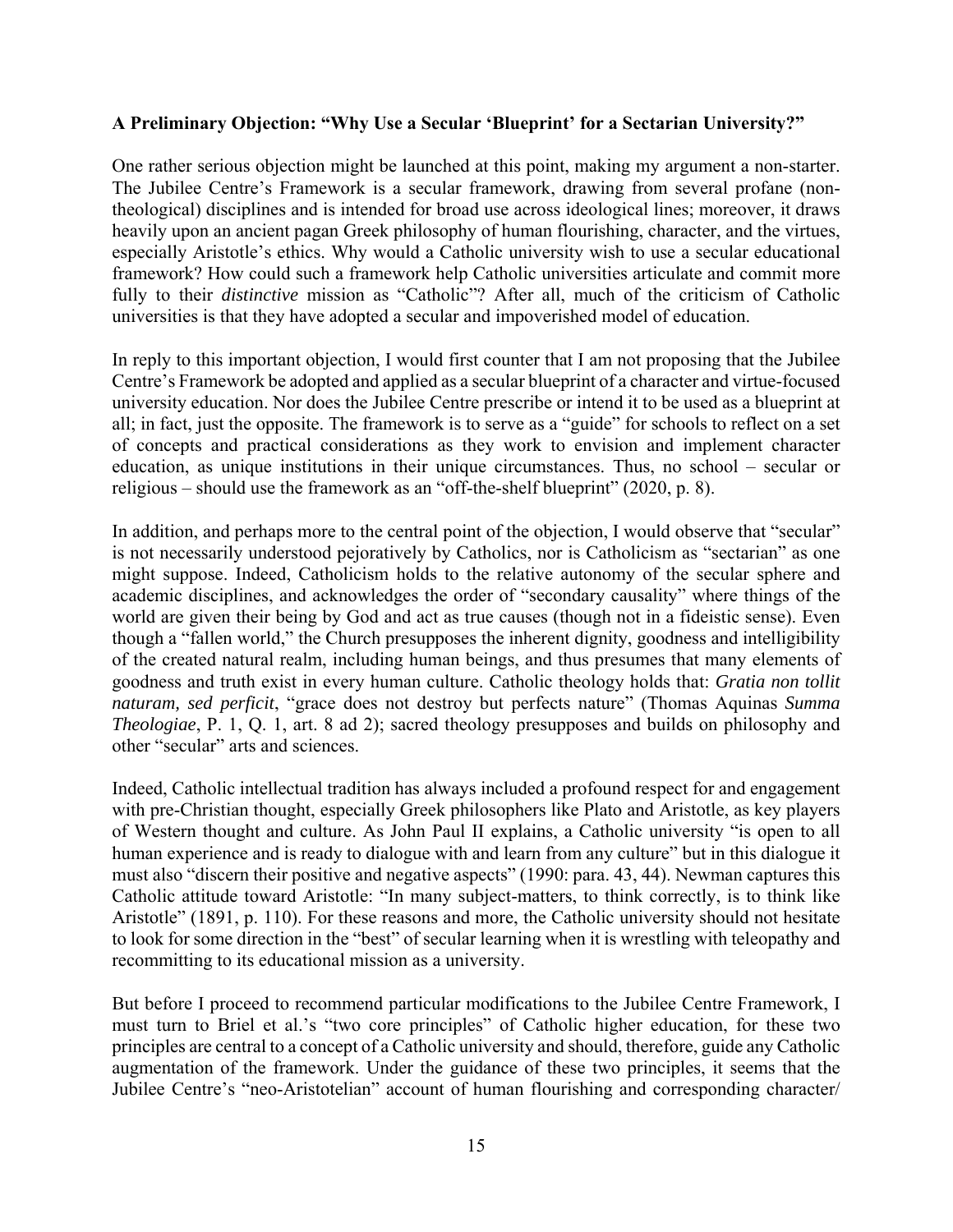**A Preliminary Objection: "Why Use a Secular 'Blueprint' for a Sectarian University?"**

One rather serious objection might be launched at this point, making my argument a non-starter. The Jubilee Centre's Framework is a secular framework, drawing from several profane (non-theological) disciplines and is intended for broad use across ideological lines; moreover, it draws heavily upon an ancient pagan Greek philosophy of human flourishing, character, and the virtues, especially Aristotle's ethics. Why would a Catholic university wish to use a secular educational framework? How could such a framework help Catholic universities articulate and commit more fully to their *distinctive* mission as "Catholic"? After all, much of the criticism of Catholic universities is that they have adopted a secular and impoverished model of education.

In reply to this important objection, I would first counter that I am not proposing that the Jubilee Centre's Framework be adopted and applied as a secular blueprint of a character and virtue-focused university education. Nor does the Jubilee Centre prescribe or intend it to be used as a blueprint at all; in fact, just the opposite. The framework is to serve as a "guide" for schools to reflect on a set of concepts and practical considerations as they work to envision and implement character education, as unique institutions in their unique circumstances. Thus, no school – secular or religious – should use the framework as an "off-the-shelf blueprint" (2020, p. 8).

In addition, and perhaps more to the central point of the objection, I would observe that "secular" is not necessarily understood pejoratively by Catholics, nor is Catholicism as "sectarian" as one might suppose. Indeed, Catholicism holds to the relative autonomy of the secular sphere and academic disciplines, and acknowledges the order of "secondary causality" where things of the world are given their being by God and act as true causes (though not in a fideistic sense). Even though a "fallen world," the Church presupposes the inherent dignity, goodness and intelligibility of the created natural realm, including human beings, and thus presumes that many elements of goodness and truth exist in every human culture. Catholic theology holds that: *Gratia non tollit naturam, sed perficit*, "grace does not destroy but perfects nature" (Thomas Aquinas *Summa Theologiae*, P. 1, Q. 1, art. 8 ad 2); sacred theology presupposes and builds on philosophy and other "secular" arts and sciences.

Indeed, Catholic intellectual tradition has always included a profound respect for and engagement with pre-Christian thought, especially Greek philosophers like Plato and Aristotle, as key players of Western thought and culture. As John Paul II explains, a Catholic university "is open to all human experience and is ready to dialogue with and learn from any culture" but in this dialogue it must also "discern their positive and negative aspects" (1990: para. 43, 44). Newman captures this Catholic attitude toward Aristotle: "In many subject-matters, to think correctly, is to think like Aristotle" (1891, p. 110). For these reasons and more, the Catholic university should not hesitate to look for some direction in the "best" of secular learning when it is wrestling with teleopathy and recommitting to its educational mission as a university.

But before I proceed to recommend particular modifications to the Jubilee Centre Framework, I must turn to Briel et al.'s "two core principles" of Catholic higher education, for these two principles are central to a concept of a Catholic university and should, therefore, guide any Catholic augmentation of the framework. Under the guidance of these two principles, it seems that the Jubilee Centre's "neo-Aristotelian" account of human flourishing and corresponding character/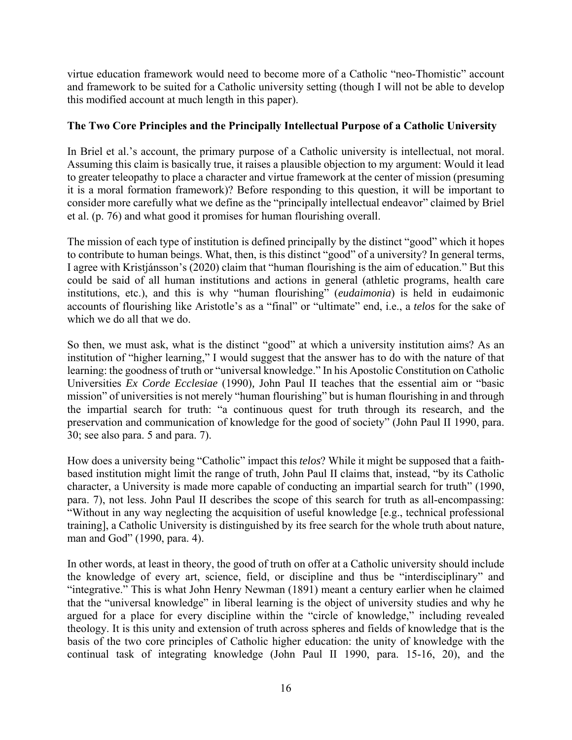virtue education framework would need to become more of a Catholic "neo-Thomistic" account and framework to be suited for a Catholic university setting (though I will not be able to develop this modified account at much length in this paper).

### The Two Core Principles and the Principally Intellectual Purpose of a Catholic University

In Briel et al.'s account, the primary purpose of a Catholic university is intellectual, not moral. Assuming this claim is basically true, it raises a plausible objection to my argument: Would it lead to greater teleopathy to place a character and virtue framework at the center of mission (presuming it is a moral formation framework)? Before responding to this question, it will be important to consider more carefully what we define as the "principally intellectual endeavor" claimed by Briel et al. (p. 76) and what good it promises for human flourishing overall.

The mission of each type of institution is defined principally by the distinct "good" which it hopes to contribute to human beings. What, then, is this distinct "good" of a university? In general terms, I agree with Kristjánsson's (2020) claim that "human flourishing is the aim of education." But this could be said of all human institutions and actions in general (athletic programs, health care institutions, etc.), and this is why "human flourishing" (*eudaimonia*) is held in eudaimonic accounts of flourishing like Aristotle's as a "final" or "ultimate" end, i.e., a *telos* for the sake of which we do all that we do.

So then, we must ask, what is the distinct "good" at which a university institution aims? As an institution of "higher learning," I would suggest that the answer has to do with the nature of that learning: the goodness of truth or "universal knowledge." In his Apostolic Constitution on Catholic Universities *Ex Corde Ecclesiae* (1990), John Paul II teaches that the essential aim or "basic mission" of universities is not merely "human flourishing" but is human flourishing in and through the impartial search for truth: "a continuous quest for truth through its research, and the preservation and communication of knowledge for the good of society" (John Paul II 1990, para. 30; see also para. 5 and para. 7).

How does a university being "Catholic" impact this *telos*? While it might be supposed that a faith-based institution might limit the range of truth, John Paul II claims that, instead, "by its Catholic character, a University is made more capable of conducting an impartial search for truth" (1990, para. 7), not less. John Paul II describes the scope of this search for truth as all-encompassing: "Without in any way neglecting the acquisition of useful knowledge [e.g., technical professional training], a Catholic University is distinguished by its free search for the whole truth about nature, man and God" (1990, para. 4).

In other words, at least in theory, the good of truth on offer at a Catholic university should include the knowledge of every art, science, field, or discipline and thus be "interdisciplinary" and "integrative." This is what John Henry Newman (1891) meant a century earlier when he claimed that the "universal knowledge" in liberal learning is the object of university studies and why he argued for a place for every discipline within the "circle of knowledge," including revealed theology. It is this unity and extension of truth across spheres and fields of knowledge that is the basis of the two core principles of Catholic higher education: the unity of knowledge with the continual task of integrating knowledge (John Paul II 1990, para. 15-16, 20), and the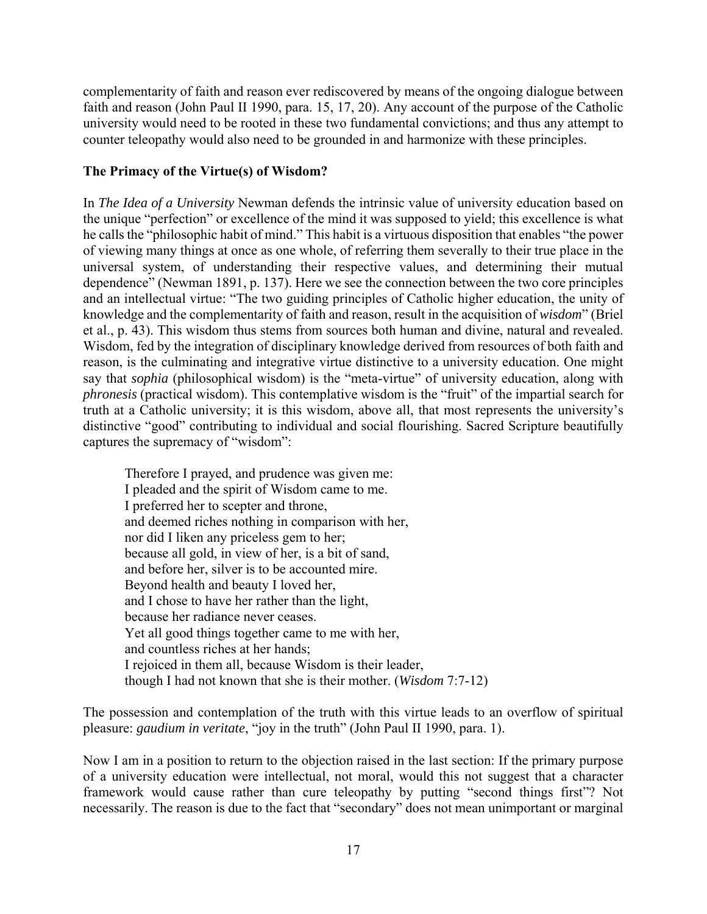complementarity of faith and reason ever rediscovered by means of the ongoing dialogue between faith and reason (John Paul II 1990, para. 15, 17, 20). Any account of the purpose of the Catholic university would need to be rooted in these two fundamental convictions; and thus any attempt to counter teleopathy would also need to be grounded in and harmonize with these principles.

## The Primacy of the Virtue(s) of Wisdom?

In *The Idea of a University* Newman defends the intrinsic value of university education based on the unique "perfection" or excellence of the mind it was supposed to yield; this excellence is what he calls the "philosophic habit of mind." This habit is a virtuous disposition that enables "the power of viewing many things at once as one whole, of referring them severally to their true place in the universal system, of understanding their respective values, and determining their mutual dependence" (Newman 1891, p. 137). Here we see the connection between the two core principles and an intellectual virtue: "The two guiding principles of Catholic higher education, the unity of knowledge and the complementarity of faith and reason, result in the acquisition of *wisdom*" (Briel et al., p. 43). This wisdom thus stems from sources both human and divine, natural and revealed. Wisdom, fed by the integration of disciplinary knowledge derived from resources of both faith and reason, is the culminating and integrative virtue distinctive to a university education. One might say that *sophia* (philosophical wisdom) is the "meta-virtue" of university education, along with *phronesis* (practical wisdom). This contemplative wisdom is the "fruit" of the impartial search for truth at a Catholic university; it is this wisdom, above all, that most represents the university's distinctive "good" contributing to individual and social flourishing. Sacred Scripture beautifully captures the supremacy of "wisdom":

> Therefore I prayed, and prudence was given me:  
> I pleaded and the spirit of Wisdom came to me.  
> I preferred her to scepter and throne,  
> and deemed riches nothing in comparison with her,  
> nor did I liken any priceless gem to her;  
> because all gold, in view of her, is a bit of sand,  
> and before her, silver is to be accounted mire.  
> Beyond health and beauty I loved her,  
> and I chose to have her rather than the light,  
> because her radiance never ceases.  
> Yet all good things together came to me with her,  
> and countless riches at her hands;  
> I rejoiced in them all, because Wisdom is their leader,  
> though I had not known that she is their mother. (*Wisdom* 7:7-12)

The possession and contemplation of the truth with this virtue leads to an overflow of spiritual pleasure: *gaudium in veritate*, "joy in the truth" (John Paul II 1990, para. 1).

Now I am in a position to return to the objection raised in the last section: If the primary purpose of a university education were intellectual, not moral, would this not suggest that a character framework would cause rather than cure teleopathy by putting "second things first"? Not necessarily. The reason is due to the fact that "secondary" does not mean unimportant or marginal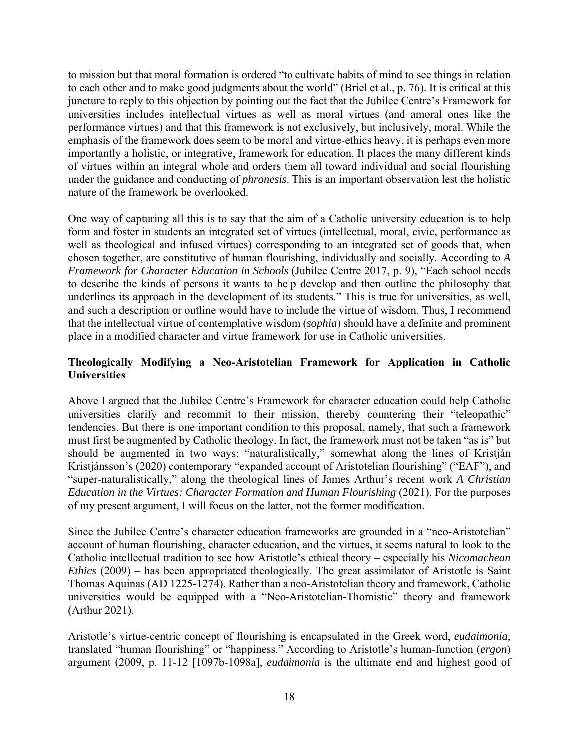to mission but that moral formation is ordered "to cultivate habits of mind to see things in relation to each other and to make good judgments about the world" (Briel et al., p. 76). It is critical at this juncture to reply to this objection by pointing out the fact that the Jubilee Centre's Framework for universities includes intellectual virtues as well as moral virtues (and amoral ones like the performance virtues) and that this framework is not exclusively, but inclusively, moral. While the emphasis of the framework does seem to be moral and virtue-ethics heavy, it is perhaps even more importantly a holistic, or integrative, framework for education. It places the many different kinds of virtues within an integral whole and orders them all toward individual and social flourishing under the guidance and conducting of *phronesis*. This is an important observation lest the holistic nature of the framework be overlooked.

One way of capturing all this is to say that the aim of a Catholic university education is to help form and foster in students an integrated set of virtues (intellectual, moral, civic, performance as well as theological and infused virtues) corresponding to an integrated set of goods that, when chosen together, are constitutive of human flourishing, individually and socially. According to *A Framework for Character Education in Schools* (Jubilee Centre 2017, p. 9), "Each school needs to describe the kinds of persons it wants to help develop and then outline the philosophy that underlines its approach in the development of its students." This is true for universities, as well, and such a description or outline would have to include the virtue of wisdom. Thus, I recommend that the intellectual virtue of contemplative wisdom (*sophia*) should have a definite and prominent place in a modified character and virtue framework for use in Catholic universities.

### Theologically Modifying a Neo-Aristotelian Framework for Application in Catholic Universities

Above I argued that the Jubilee Centre's Framework for character education could help Catholic universities clarify and recommit to their mission, thereby countering their "teleopathic" tendencies. But there is one important condition to this proposal, namely, that such a framework must first be augmented by Catholic theology. In fact, the framework must not be taken "as is" but should be augmented in two ways: "naturalistically," somewhat along the lines of Kristján Kristjánsson's (2020) contemporary "expanded account of Aristotelian flourishing" ("EAF"), and "super-naturalistically," along the theological lines of James Arthur's recent work *A Christian Education in the Virtues: Character Formation and Human Flourishing* (2021). For the purposes of my present argument, I will focus on the latter, not the former modification.

Since the Jubilee Centre's character education frameworks are grounded in a "neo-Aristotelian" account of human flourishing, character education, and the virtues, it seems natural to look to the Catholic intellectual tradition to see how Aristotle's ethical theory – especially his *Nicomachean Ethics* (2009) – has been appropriated theologically. The great assimilator of Aristotle is Saint Thomas Aquinas (AD 1225-1274). Rather than a neo-Aristotelian theory and framework, Catholic universities would be equipped with a "Neo-Aristotelian-Thomistic" theory and framework (Arthur 2021).

Aristotle's virtue-centric concept of flourishing is encapsulated in the Greek word, *eudaimonia*, translated "human flourishing" or "happiness." According to Aristotle's human-function (*ergon*) argument (2009, p. 11-12 [1097b-1098a], *eudaimonia* is the ultimate end and highest good of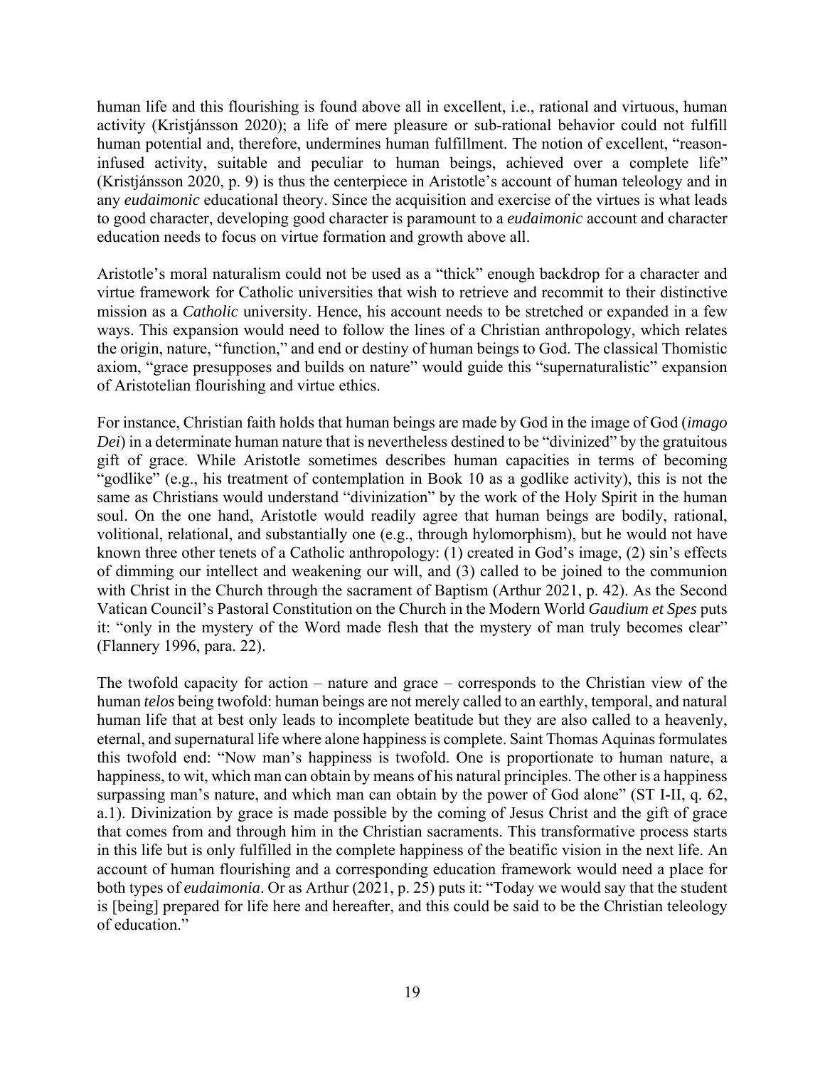human life and this flourishing is found above all in excellent, i.e., rational and virtuous, human activity (Kristjánsson 2020); a life of mere pleasure or sub-rational behavior could not fulfill human potential and, therefore, undermines human fulfillment. The notion of excellent, "reason-infused activity, suitable and peculiar to human beings, achieved over a complete life" (Kristjánsson 2020, p. 9) is thus the centerpiece in Aristotle's account of human teleology and in any *eudaimonic* educational theory. Since the acquisition and exercise of the virtues is what leads to good character, developing good character is paramount to a *eudaimonic* account and character education needs to focus on virtue formation and growth above all.

Aristotle's moral naturalism could not be used as a "thick" enough backdrop for a character and virtue framework for Catholic universities that wish to retrieve and recommit to their distinctive mission as a *Catholic* university. Hence, his account needs to be stretched or expanded in a few ways. This expansion would need to follow the lines of a Christian anthropology, which relates the origin, nature, "function," and end or destiny of human beings to God. The classical Thomistic axiom, "grace presupposes and builds on nature" would guide this "supernaturalistic" expansion of Aristotelian flourishing and virtue ethics.

For instance, Christian faith holds that human beings are made by God in the image of God (*imago Dei*) in a determinate human nature that is nevertheless destined to be "divinized" by the gratuitous gift of grace. While Aristotle sometimes describes human capacities in terms of becoming "godlike" (e.g., his treatment of contemplation in Book 10 as a godlike activity), this is not the same as Christians would understand "divinization" by the work of the Holy Spirit in the human soul. On the one hand, Aristotle would readily agree that human beings are bodily, rational, volitional, relational, and substantially one (e.g., through hylomorphism), but he would not have known three other tenets of a Catholic anthropology: (1) created in God's image, (2) sin's effects of dimming our intellect and weakening our will, and (3) called to be joined to the communion with Christ in the Church through the sacrament of Baptism (Arthur 2021, p. 42). As the Second Vatican Council's Pastoral Constitution on the Church in the Modern World *Gaudium et Spes* puts it: "only in the mystery of the Word made flesh that the mystery of man truly becomes clear" (Flannery 1996, para. 22).

The twofold capacity for action – nature and grace – corresponds to the Christian view of the human *telos* being twofold: human beings are not merely called to an earthly, temporal, and natural human life that at best only leads to incomplete beatitude but they are also called to a heavenly, eternal, and supernatural life where alone happiness is complete. Saint Thomas Aquinas formulates this twofold end: "Now man's happiness is twofold. One is proportionate to human nature, a happiness, to wit, which man can obtain by means of his natural principles. The other is a happiness surpassing man's nature, and which man can obtain by the power of God alone" (ST I-II, q. 62, a.1). Divinization by grace is made possible by the coming of Jesus Christ and the gift of grace that comes from and through him in the Christian sacraments. This transformative process starts in this life but is only fulfilled in the complete happiness of the beatific vision in the next life. An account of human flourishing and a corresponding education framework would need a place for both types of *eudaimonia*. Or as Arthur (2021, p. 25) puts it: "Today we would say that the student is [being] prepared for life here and hereafter, and this could be said to be the Christian teleology of education."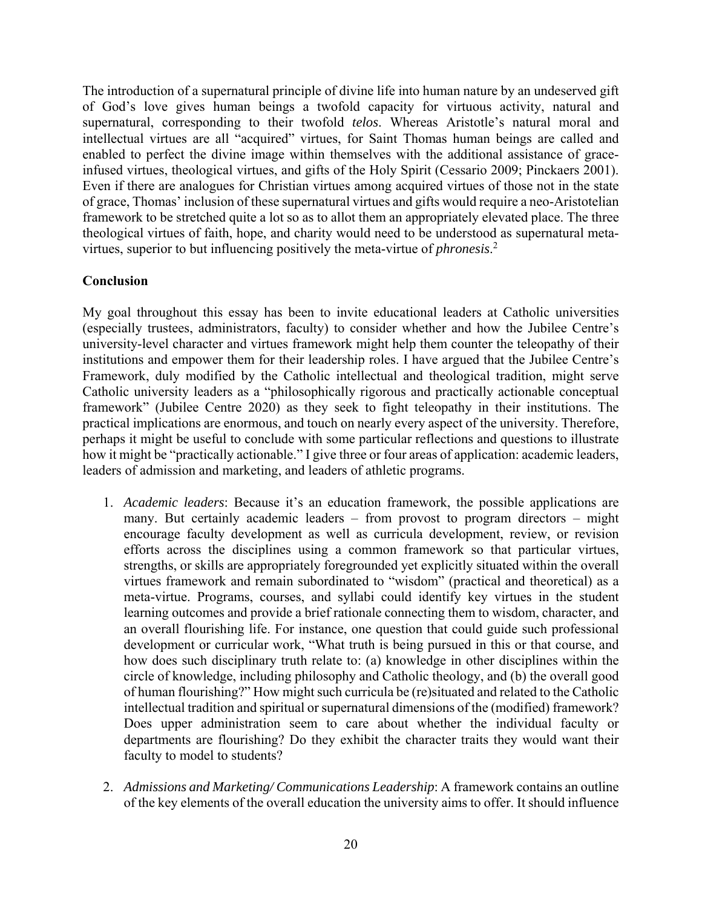The introduction of a supernatural principle of divine life into human nature by an undeserved gift of God's love gives human beings a twofold capacity for virtuous activity, natural and supernatural, corresponding to their twofold *telos*. Whereas Aristotle's natural moral and intellectual virtues are all "acquired" virtues, for Saint Thomas human beings are called and enabled to perfect the divine image within themselves with the additional assistance of grace-infused virtues, theological virtues, and gifts of the Holy Spirit (Cessario 2009; Pinckaers 2001). Even if there are analogues for Christian virtues among acquired virtues of those not in the state of grace, Thomas' inclusion of these supernatural virtues and gifts would require a neo-Aristotelian framework to be stretched quite a lot so as to allot them an appropriately elevated place. The three theological virtues of faith, hope, and charity would need to be understood as supernatural meta-virtues, superior to but influencing positively the meta-virtue of *phronesis*.[2]

## Conclusion

My goal throughout this essay has been to invite educational leaders at Catholic universities (especially trustees, administrators, faculty) to consider whether and how the Jubilee Centre's university-level character and virtues framework might help them counter the teleopathy of their institutions and empower them for their leadership roles. I have argued that the Jubilee Centre's Framework, duly modified by the Catholic intellectual and theological tradition, might serve Catholic university leaders as a "philosophically rigorous and practically actionable conceptual framework" (Jubilee Centre 2020) as they seek to fight teleopathy in their institutions. The practical implications are enormous, and touch on nearly every aspect of the university. Therefore, perhaps it might be useful to conclude with some particular reflections and questions to illustrate how it might be "practically actionable." I give three or four areas of application: academic leaders, leaders of admission and marketing, and leaders of athletic programs.

1. *Academic leaders*: Because it's an education framework, the possible applications are many. But certainly academic leaders – from provost to program directors – might encourage faculty development as well as curricula development, review, or revision efforts across the disciplines using a common framework so that particular virtues, strengths, or skills are appropriately foregrounded yet explicitly situated within the overall virtues framework and remain subordinated to "wisdom" (practical and theoretical) as a meta-virtue. Programs, courses, and syllabi could identify key virtues in the student learning outcomes and provide a brief rationale connecting them to wisdom, character, and an overall flourishing life. For instance, one question that could guide such professional development or curricular work, "What truth is being pursued in this or that course, and how does such disciplinary truth relate to: (a) knowledge in other disciplines within the circle of knowledge, including philosophy and Catholic theology, and (b) the overall good of human flourishing?" How might such curricula be (re)situated and related to the Catholic intellectual tradition and spiritual or supernatural dimensions of the (modified) framework? Does upper administration seem to care about whether the individual faculty or departments are flourishing? Do they exhibit the character traits they would want their faculty to model to students?

2. *Admissions and Marketing/ Communications Leadership*: A framework contains an outline of the key elements of the overall education the university aims to offer. It should influence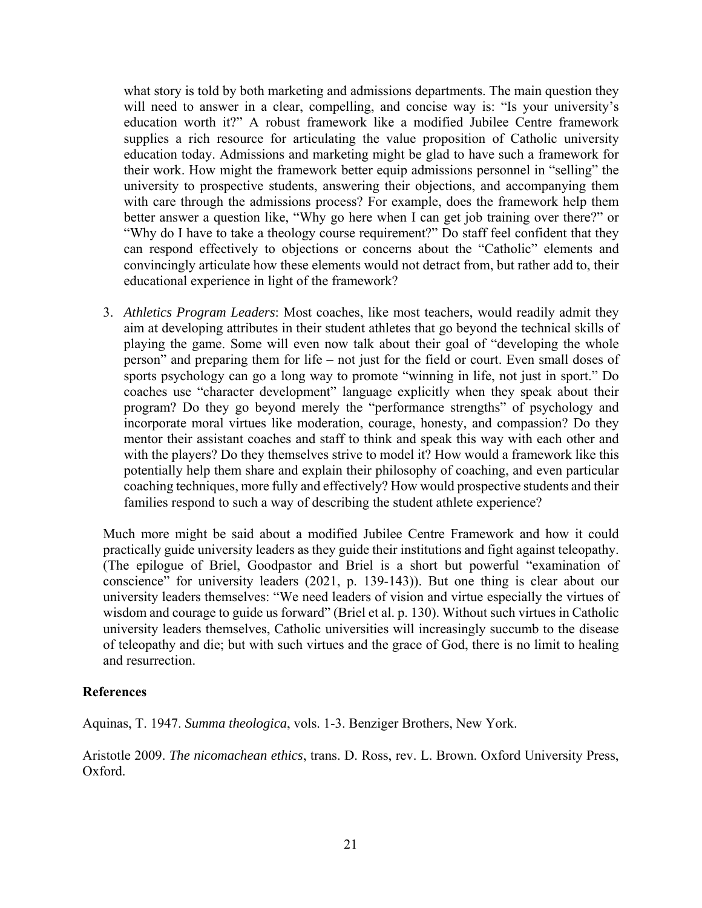what story is told by both marketing and admissions departments. The main question they will need to answer in a clear, compelling, and concise way is: "Is your university's education worth it?" A robust framework like a modified Jubilee Centre framework supplies a rich resource for articulating the value proposition of Catholic university education today. Admissions and marketing might be glad to have such a framework for their work. How might the framework better equip admissions personnel in "selling" the university to prospective students, answering their objections, and accompanying them with care through the admissions process? For example, does the framework help them better answer a question like, "Why go here when I can get job training over there?" or "Why do I have to take a theology course requirement?" Do staff feel confident that they can respond effectively to objections or concerns about the "Catholic" elements and convincingly articulate how these elements would not detract from, but rather add to, their educational experience in light of the framework?

3. *Athletics Program Leaders*: Most coaches, like most teachers, would readily admit they aim at developing attributes in their student athletes that go beyond the technical skills of playing the game. Some will even now talk about their goal of "developing the whole person" and preparing them for life – not just for the field or court. Even small doses of sports psychology can go a long way to promote "winning in life, not just in sport." Do coaches use "character development" language explicitly when they speak about their program? Do they go beyond merely the "performance strengths" of psychology and incorporate moral virtues like moderation, courage, honesty, and compassion? Do they mentor their assistant coaches and staff to think and speak this way with each other and with the players? Do they themselves strive to model it? How would a framework like this potentially help them share and explain their philosophy of coaching, and even particular coaching techniques, more fully and effectively? How would prospective students and their families respond to such a way of describing the student athlete experience?

Much more might be said about a modified Jubilee Centre Framework and how it could practically guide university leaders as they guide their institutions and fight against teleopathy. (The epilogue of Briel, Goodpastor and Briel is a short but powerful "examination of conscience" for university leaders (2021, p. 139-143)). But one thing is clear about our university leaders themselves: "We need leaders of vision and virtue especially the virtues of wisdom and courage to guide us forward" (Briel et al. p. 130). Without such virtues in Catholic university leaders themselves, Catholic universities will increasingly succumb to the disease of teleopathy and die; but with such virtues and the grace of God, there is no limit to healing and resurrection.

**References**

Aquinas, T. 1947. *Summa theologica*, vols. 1-3. Benziger Brothers, New York.

Aristotle 2009. *The nicomachean ethics*, trans. D. Ross, rev. L. Brown. Oxford University Press, Oxford.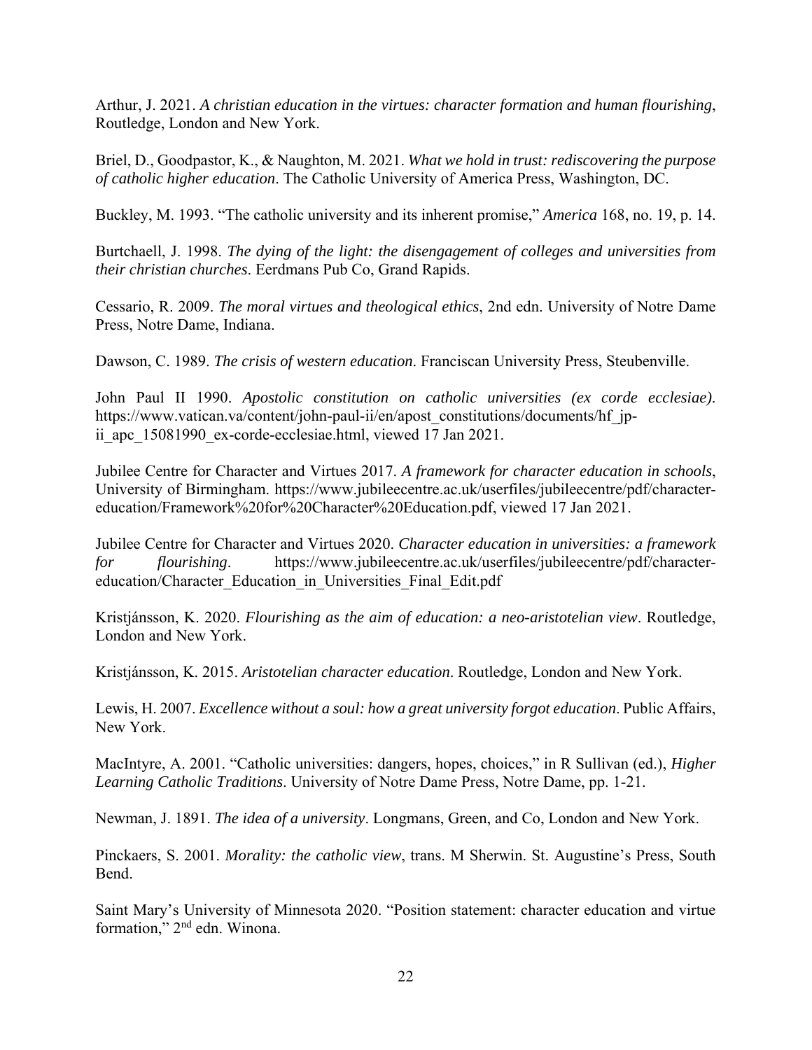Arthur, J. 2021. *A christian education in the virtues: character formation and human flourishing*, Routledge, London and New York.

Briel, D., Goodpastor, K., & Naughton, M. 2021. *What we hold in trust: rediscovering the purpose of catholic higher education*. The Catholic University of America Press, Washington, DC.

Buckley, M. 1993. "The catholic university and its inherent promise," *America* 168, no. 19, p. 14.

Burtchaell, J. 1998. *The dying of the light: the disengagement of colleges and universities from their christian churches*. Eerdmans Pub Co, Grand Rapids.

Cessario, R. 2009. *The moral virtues and theological ethics*, 2nd edn. University of Notre Dame Press, Notre Dame, Indiana.

Dawson, C. 1989. *The crisis of western education*. Franciscan University Press, Steubenville.

John Paul II 1990. *Apostolic constitution on catholic universities (ex corde ecclesiae)*. https://www.vatican.va/content/john-paul-ii/en/apost_constitutions/documents/hf_jp-ii_apc_15081990_ex-corde-ecclesiae.html, viewed 17 Jan 2021.

Jubilee Centre for Character and Virtues 2017. *A framework for character education in schools*, University of Birmingham. https://www.jubileecentre.ac.uk/userfiles/jubileecentre/pdf/character-education/Framework%20for%20Character%20Education.pdf, viewed 17 Jan 2021.

Jubilee Centre for Character and Virtues 2020. *Character education in universities: a framework for flourishing*. https://www.jubileecentre.ac.uk/userfiles/jubileecentre/pdf/character-education/Character_Education_in_Universities_Final_Edit.pdf

Kristjánsson, K. 2020. *Flourishing as the aim of education: a neo-aristotelian view*. Routledge, London and New York.

Kristjánsson, K. 2015. *Aristotelian character education*. Routledge, London and New York.

Lewis, H. 2007. *Excellence without a soul: how a great university forgot education*. Public Affairs, New York.

MacIntyre, A. 2001. "Catholic universities: dangers, hopes, choices," in R Sullivan (ed.), *Higher Learning Catholic Traditions*. University of Notre Dame Press, Notre Dame, pp. 1-21.

Newman, J. 1891. *The idea of a university*. Longmans, Green, and Co, London and New York.

Pinckaers, S. 2001. *Morality: the catholic view*, trans. M Sherwin. St. Augustine's Press, South Bend.

Saint Mary's University of Minnesota 2020. "Position statement: character education and virtue formation," 2nd edn. Winona.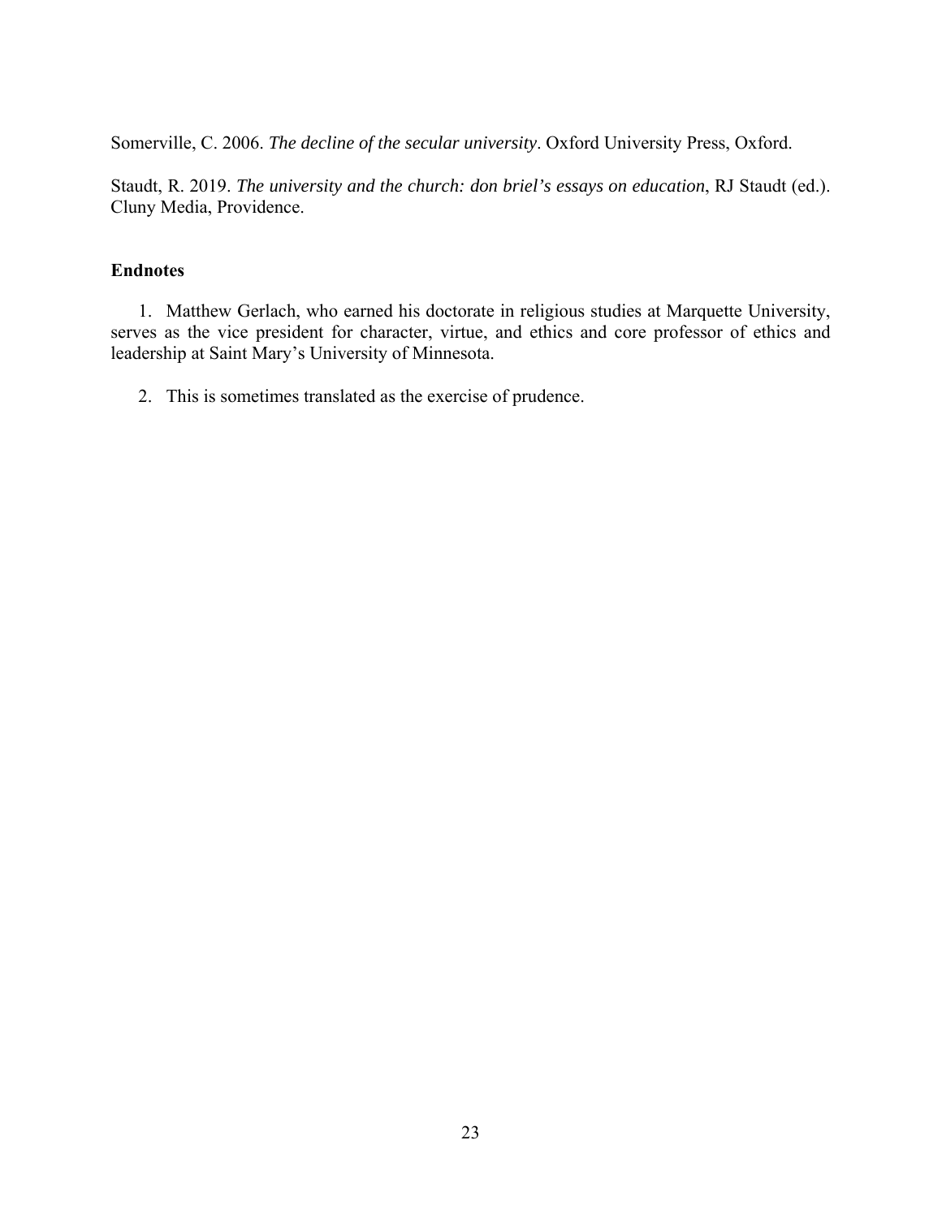Somerville, C. 2006. *The decline of the secular university*. Oxford University Press, Oxford.

Staudt, R. 2019. *The university and the church: don briel's essays on education*, RJ Staudt (ed.). Cluny Media, Providence.

### Endnotes

1. Matthew Gerlach, who earned his doctorate in religious studies at Marquette University, serves as the vice president for character, virtue, and ethics and core professor of ethics and leadership at Saint Mary's University of Minnesota.

2. This is sometimes translated as the exercise of prudence.